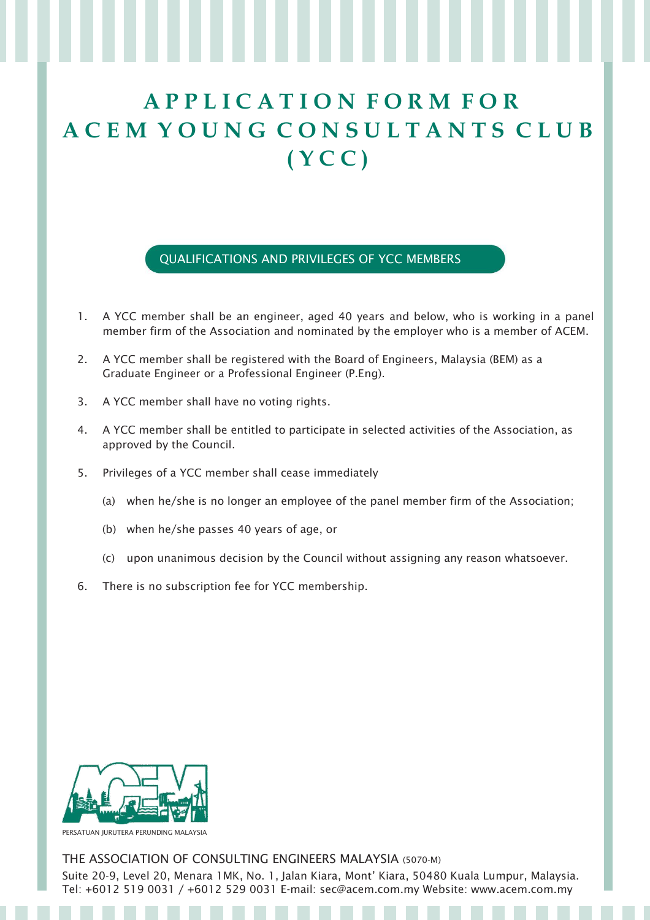# APPLICATION FORM FOR ACEM YOUNG CONSULTANTS CLUB (YCC)

## QUALIFICATIONS AND PRIVILEGES OF YCC MEMBERS

1. A YCC member shall be an engineer, aged 40 years and below, who is working in a panel member firm of the Association and nominated by the employer who is a member of ACEM.

2. A YCC member shall be registered with the Board of Engineers, Malaysia (BEM) as a Graduate Engineer or a Professional Engineer (P.Eng).

3. A YCC member shall have no voting rights.

4. A YCC member shall be entitled to participate in selected activities of the Association, as approved by the Council.

5. Privileges of a YCC member shall cease immediately

   (a) when he/she is no longer an employee of the panel member firm of the Association;

   (b) when he/she passes 40 years of age, or

   (c) upon unanimous decision by the Council without assigning any reason whatsoever.

6. There is no subscription fee for YCC membership.

PERSATUAN JURUTERA PERUNDING MALAYSIA

THE ASSOCIATION OF CONSULTING ENGINEERS MALAYSIA (5070-M)

Suite 20-9, Level 20, Menara 1MK, No. 1, Jalan Kiara, Mont' Kiara, 50480 Kuala Lumpur, Malaysia.
Tel: +6012 519 0031 / +6012 529 0031 E-mail: sec@acem.com.my Website: www.acem.com.my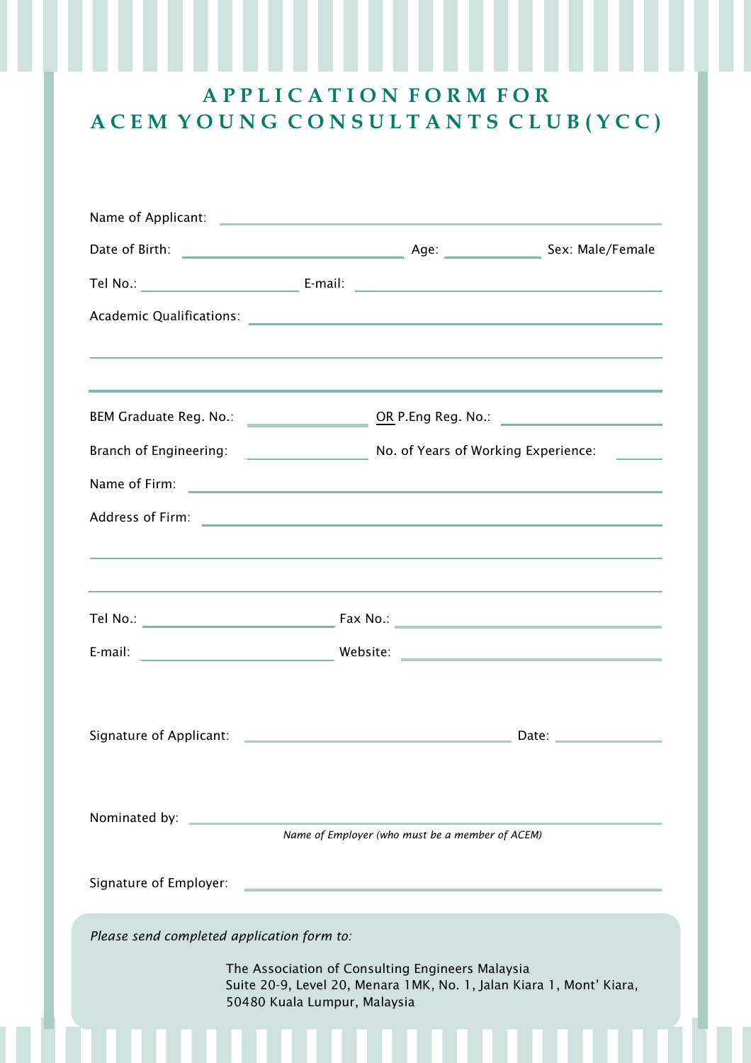# APPLICATION FORM FOR ACEM YOUNG CONSULTANTS CLUB (YCC)

Name of Applicant: ______________________________

Date of Birth: ______________ Age: ________ Sex: Male/Female

Tel No.: ______________ E-mail: ______________

Academic Qualifications: ______________________________

______________________________

______________________________

BEM Graduate Reg. No.: ______________ OR P.Eng Reg. No.: ______________

Branch of Engineering: ______________ No. of Years of Working Experience: ______

Name of Firm: ______________________________

Address of Firm: ______________________________

______________________________

______________________________

Tel No.: ______________ Fax No.: ______________

E-mail: ______________ Website: ______________

Signature of Applicant: ______________________________ Date: ______________

Nominated by: ______________________________

*Name of Employer (who must be a member of ACEM)*

Signature of Employer: ______________________________

*Please send completed application form to:*

The Association of Consulting Engineers Malaysia
Suite 20-9, Level 20, Menara 1MK, No. 1, Jalan Kiara 1, Mont' Kiara,
50480 Kuala Lumpur, Malaysia